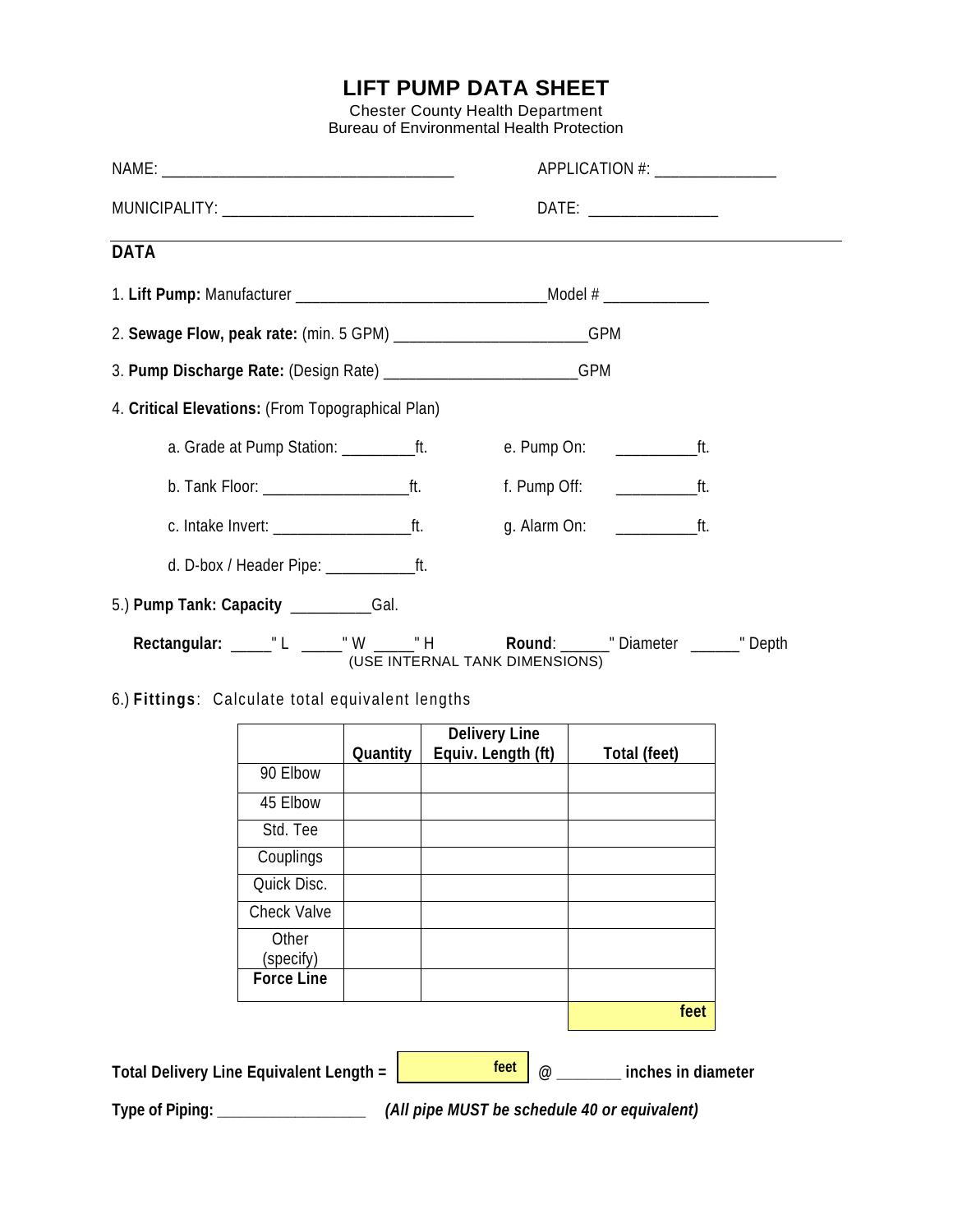# LIFT PUMP DATA SHEET

Chester County Health Department
Bureau of Environmental Health Protection

NAME: ___________________________________ APPLICATION #: ______________

MUNICIPALITY: ______________________________ DATE: _______________

## DATA

1. **Lift Pump:** Manufacturer ______________________________Model # ____________

2. **Sewage Flow, peak rate:** (min. 5 GPM) ______________________GPM

3. **Pump Discharge Rate:** (Design Rate) ______________________GPM

4. **Critical Elevations:** (From Topographical Plan)

   a. Grade at Pump Station: ________ft.

   b. Tank Floor: _________________ft.

   c. Intake Invert: ________________ft.

   d. D-box / Header Pipe: __________ft.

   e. Pump On: _________ft.

   f. Pump Off: _________ft.

   g. Alarm On: _________ft.

5.) **Pump Tank: Capacity** _________Gal.

**Rectangular:** _____" L _____" W _____" H **Round**: ______" Diameter ______" Depth
(USE INTERNAL TANK DIMENSIONS)

6.) **Fittings**: Calculate total equivalent lengths

| | Quantity | Delivery Line Equiv. Length (ft) | Total (feet) |
|---|---|---|---|
| 90 Elbow | | | |
| 45 Elbow | | | |
| Std. Tee | | | |
| Couplings | | | |
| Quick Disc. | | | |
| Check Valve | | | |
| Other (specify) | | | |
| **Force Line** | | | |
| | | | **feet** |

**Total Delivery Line Equivalent Length =** **feet** @ _______ **inches in diameter**

**Type of Piping:** __________________ ***(All pipe MUST be schedule 40 or equivalent)***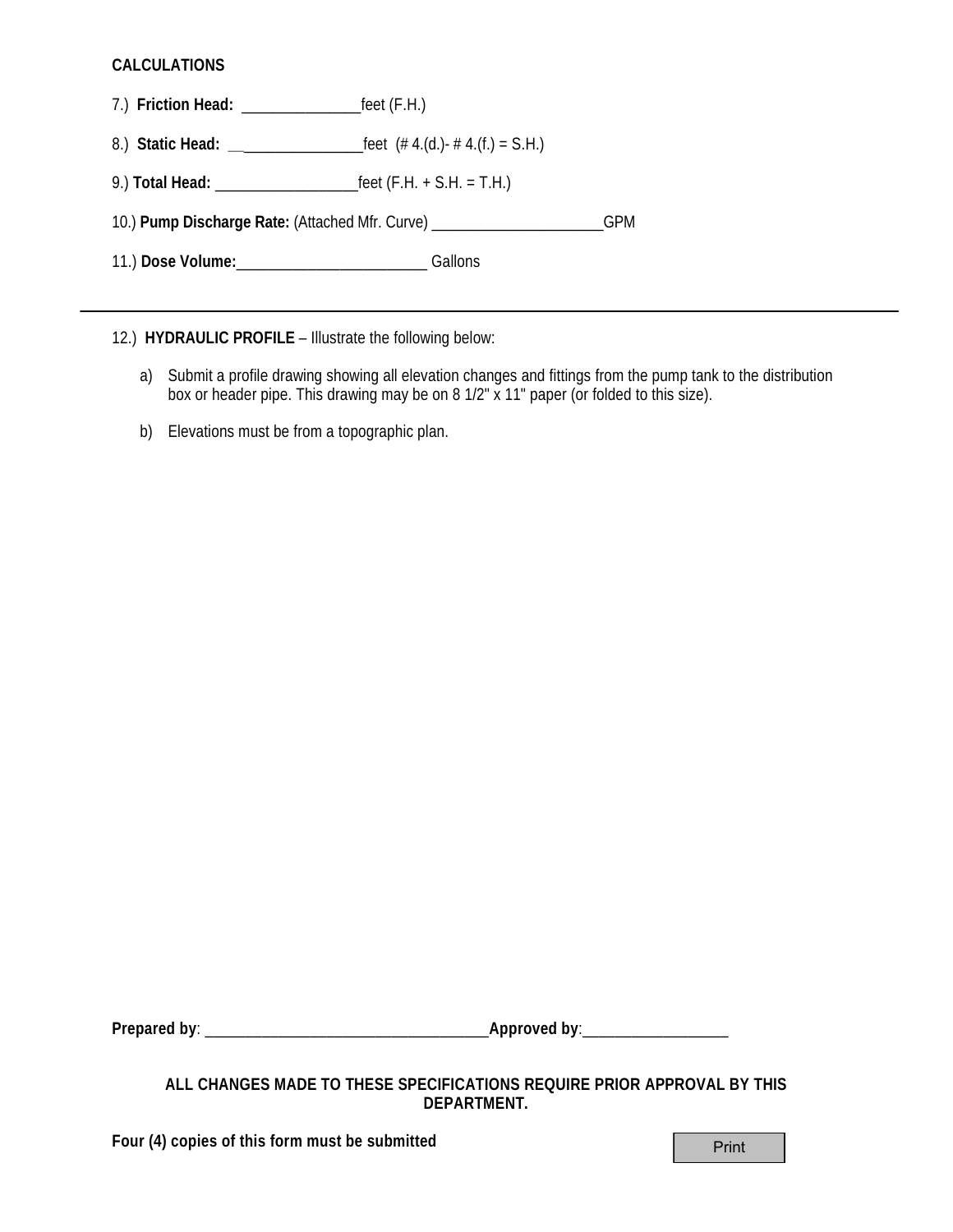**CALCULATIONS**

7.) **Friction Head:** _______________feet (F.H.)

8.) **Static Head:** ________________feet (# 4.(d.)- # 4.(f.) = S.H.)

9.) **Total Head:** __________________feet (F.H. + S.H. = T.H.)

10.) **Pump Discharge Rate:** (Attached Mfr. Curve) ______________________GPM

11.) **Dose Volume:**________________________ Gallons

---

12.) **HYDRAULIC PROFILE** – Illustrate the following below:

a) Submit a profile drawing showing all elevation changes and fittings from the pump tank to the distribution box or header pipe. This drawing may be on 8 1/2" x 11" paper (or folded to this size).

b) Elevations must be from a topographic plan.

**Prepared by**: ____________________________________**Approved by**:___________________

**ALL CHANGES MADE TO THESE SPECIFICATIONS REQUIRE PRIOR APPROVAL BY THIS DEPARTMENT.**

**Four (4) copies of this form must be submitted**

Print